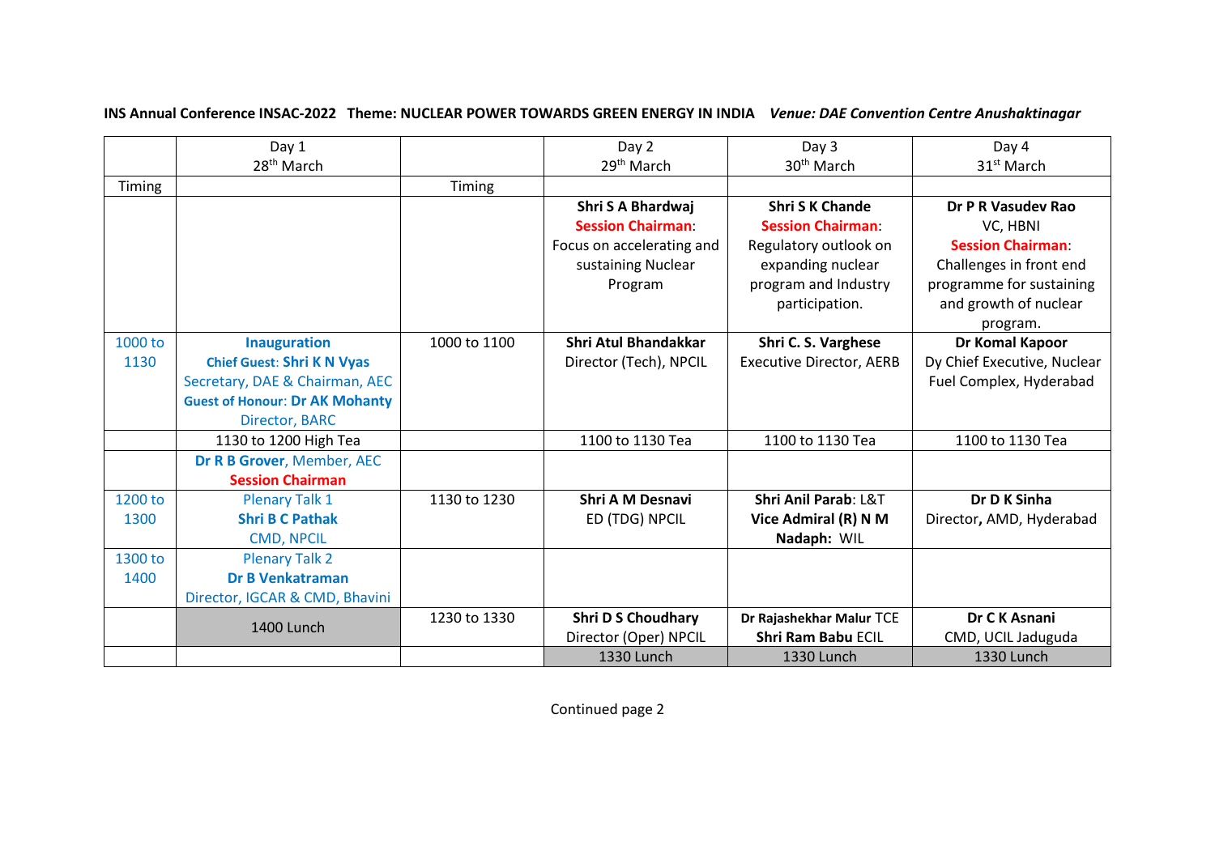**INS Annual Conference INSAC-2022 Theme: NUCLEAR POWER TOWARDS GREEN ENERGY IN INDIA** ***Venue: DAE Convention Centre Anushaktinagar***

| | Day 1<br>28th March | | Day 2<br>29th March | Day 3<br>30th March | Day 4<br>31st March |
|---|---|---|---|---|---|
| Timing | | Timing | | | |
| | | | **Shri S A Bhardwaj**<br>**Session Chairman**:<br>Focus on accelerating and sustaining Nuclear Program | **Shri S K Chande**<br>**Session Chairman**:<br>Regulatory outlook on expanding nuclear program and Industry participation. | **Dr P R Vasudev Rao**<br>VC, HBNI<br>**Session Chairman**:<br>Challenges in front end programme for sustaining and growth of nuclear program. |
| 1000 to 1130 | **Inauguration**<br>**Chief Guest: Shri K N Vyas**<br>Secretary, DAE & Chairman, AEC<br>**Guest of Honour: Dr AK Mohanty**<br>Director, BARC | 1000 to 1100 | **Shri Atul Bhandakkar**<br>Director (Tech), NPCIL | **Shri C. S. Varghese**<br>Executive Director, AERB | **Dr Komal Kapoor**<br>Dy Chief Executive, Nuclear Fuel Complex, Hyderabad |
| | 1130 to 1200 High Tea | | 1100 to 1130 Tea | 1100 to 1130 Tea | 1100 to 1130 Tea |
| | **Dr R B Grover**, Member, AEC<br>**Session Chairman** | | | | |
| 1200 to 1300 | Plenary Talk 1<br>**Shri B C Pathak**<br>CMD, NPCIL | 1130 to 1230 | **Shri A M Desnavi**<br>ED (TDG) NPCIL | **Shri Anil Parab**: L&T<br>**Vice Admiral (R) N M Nadaph**: WIL | **Dr D K Sinha**<br>Director, AMD, Hyderabad |
| 1300 to 1400 | Plenary Talk 2<br>**Dr B Venkatraman**<br>Director, IGCAR & CMD, Bhavini | | | | |
| | 1400 Lunch | 1230 to 1330 | **Shri D S Choudhary**<br>Director (Oper) NPCIL | **Dr Rajashekhar Malur** TCE<br>**Shri Ram Babu** ECIL | **Dr C K Asnani**<br>CMD, UCIL Jaduguda |
| | | | 1330 Lunch | 1330 Lunch | 1330 Lunch |

Continued page 2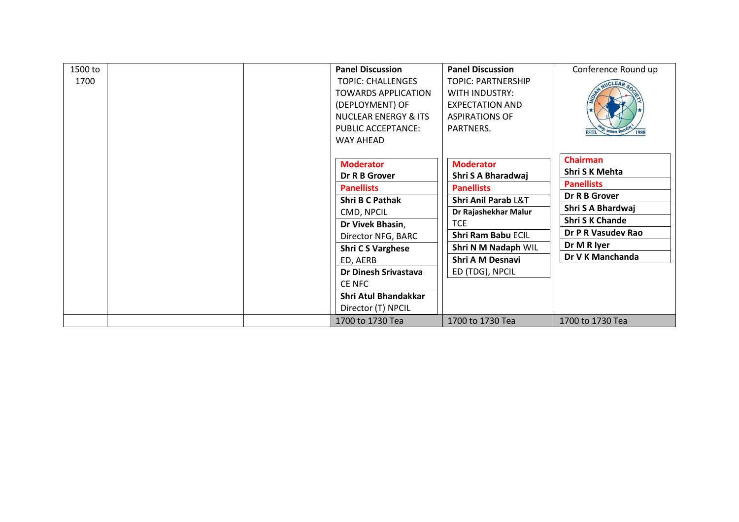| | | | | | |
|---|---|---|---|---|---|
| 1500 to 1700 | | | **Panel Discussion**<br>TOPIC: CHALLENGES TOWARDS APPLICATION (DEPLOYMENT) OF NUCLEAR ENERGY & ITS PUBLIC ACCEPTANCE: WAY AHEAD<br><br>**Moderator**<br>**Dr R B Grover**<br>**Panellists**<br>**Shri B C Pathak** CMD, NPCIL<br>**Dr Vivek Bhasin**, Director NFG, BARC<br>**Shri C S Varghese** ED, AERB<br>**Dr Dinesh Srivastava** CE NFC<br>**Shri Atul Bhandakkar** Director (T) NPCIL | **Panel Discussion**<br>TOPIC: PARTNERSHIP WITH INDUSTRY: EXPECTATION AND ASPIRATIONS OF PARTNERS.<br><br>**Moderator**<br>**Shri S A Bharadwaj**<br>**Panellists**<br>**Shri Anil Parab** L&T<br>**Dr Rajashekhar Malur** TCE<br>**Shri Ram Babu** ECIL<br>**Shri N M Nadaph** WIL<br>**Shri A M Desnavi** ED (TDG), NPCIL | Conference Round up<br><br>**Chairman**<br>**Shri S K Mehta**<br>**Panellists**<br>**Dr R B Grover**<br>**Shri S A Bhardwaj**<br>**Shri S K Chande**<br>**Dr P R Vasudev Rao**<br>**Dr M R Iyer**<br>**Dr V K Manchanda** |
| | | | 1700 to 1730 Tea | 1700 to 1730 Tea | 1700 to 1730 Tea |